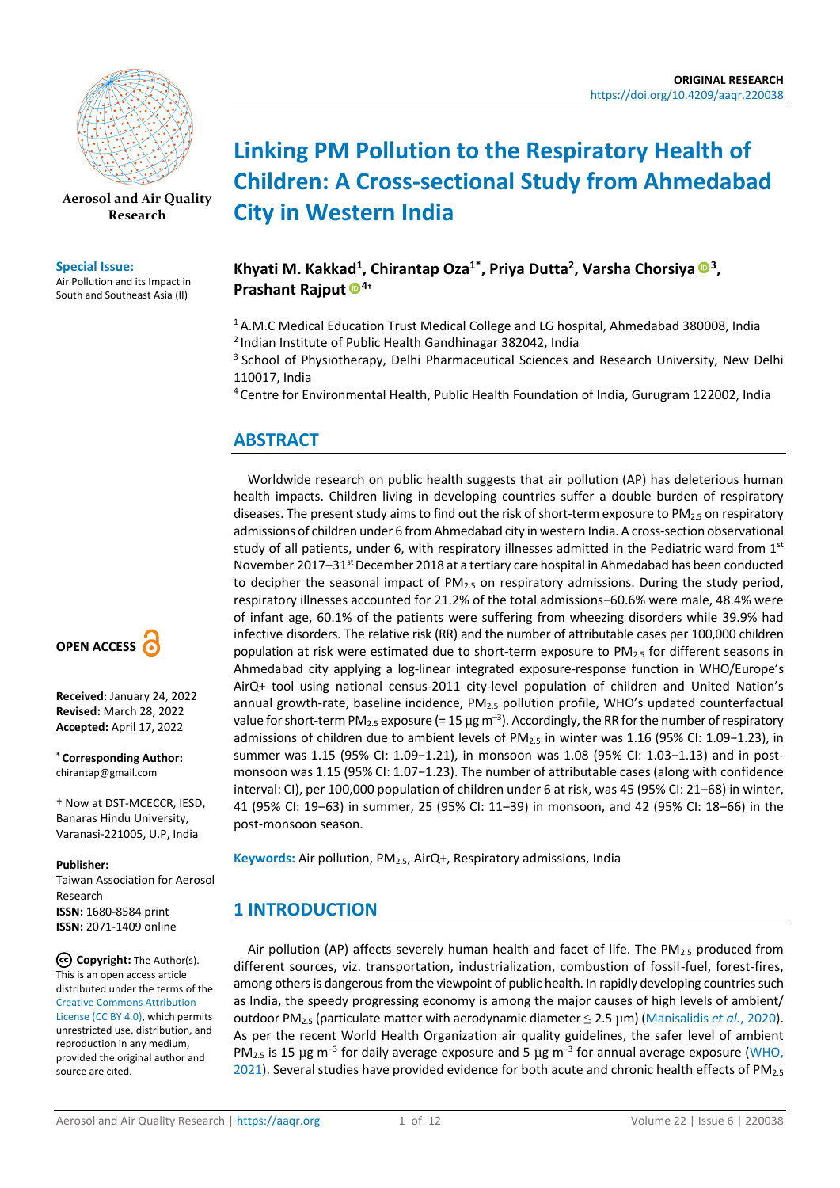ORIGINAL RESEARCH
https://doi.org/10.4209/aaqr.220038

# Linking PM Pollution to the Respiratory Health of Children: A Cross-sectional Study from Ahmedabad City in Western India

**Khyati M. Kakkad[1], Chirantap Oza[1*], Priya Dutta[2], Varsha Chorsiya[3], Prashant Rajput[4†]**

[1] A.M.C Medical Education Trust Medical College and LG hospital, Ahmedabad 380008, India
[2] Indian Institute of Public Health Gandhinagar 382042, India
[3] School of Physiotherapy, Delhi Pharmaceutical Sciences and Research University, New Delhi 110017, India
[4] Centre for Environmental Health, Public Health Foundation of India, Gurugram 122002, India

Aerosol and Air Quality Research

**Special Issue:**
Air Pollution and its Impact in South and Southeast Asia (II)

OPEN ACCESS

**Received:** January 24, 2022
**Revised:** March 28, 2022
**Accepted:** April 17, 2022

**\* Corresponding Author:**
chirantap@gmail.com

† Now at DST-MCECCR, IESD, Banaras Hindu University, Varanasi-221005, U.P, India

**Publisher:**
Taiwan Association for Aerosol Research
**ISSN:** 1680-8584 print
**ISSN:** 2071-1409 online

**Copyright:** The Author(s). This is an open access article distributed under the terms of the Creative Commons Attribution License (CC BY 4.0), which permits unrestricted use, distribution, and reproduction in any medium, provided the original author and source are cited.

## ABSTRACT

Worldwide research on public health suggests that air pollution (AP) has deleterious human health impacts. Children living in developing countries suffer a double burden of respiratory diseases. The present study aims to find out the risk of short-term exposure to $PM_{2.5}$ on respiratory admissions of children under 6 from Ahmedabad city in western India. A cross-section observational study of all patients, under 6, with respiratory illnesses admitted in the Pediatric ward from 1st November 2017–31st December 2018 at a tertiary care hospital in Ahmedabad has been conducted to decipher the seasonal impact of $PM_{2.5}$ on respiratory admissions. During the study period, respiratory illnesses accounted for 21.2% of the total admissions−60.6% were male, 48.4% were of infant age, 60.1% of the patients were suffering from wheezing disorders while 39.9% had infective disorders. The relative risk (RR) and the number of attributable cases per 100,000 children population at risk were estimated due to short-term exposure to $PM_{2.5}$ for different seasons in Ahmedabad city applying a log-linear integrated exposure-response function in WHO/Europe's AirQ+ tool using national census-2011 city-level population of children and United Nation's annual growth-rate, baseline incidence, $PM_{2.5}$ pollution profile, WHO's updated counterfactual value for short-term $PM_{2.5}$ exposure (= 15 µg $m^{-3}$). Accordingly, the RR for the number of respiratory admissions of children due to ambient levels of $PM_{2.5}$ in winter was 1.16 (95% CI: 1.09−1.23), in summer was 1.15 (95% CI: 1.09−1.21), in monsoon was 1.08 (95% CI: 1.03−1.13) and in post-monsoon was 1.15 (95% CI: 1.07−1.23). The number of attributable cases (along with confidence interval: CI), per 100,000 population of children under 6 at risk, was 45 (95% CI: 21–68) in winter, 41 (95% CI: 19–63) in summer, 25 (95% CI: 11–39) in monsoon, and 42 (95% CI: 18–66) in the post-monsoon season.

**Keywords:** Air pollution, $PM_{2.5}$, AirQ+, Respiratory admissions, India

## 1 INTRODUCTION

Air pollution (AP) affects severely human health and facet of life. The $PM_{2.5}$ produced from different sources, viz. transportation, industrialization, combustion of fossil-fuel, forest-fires, among others is dangerous from the viewpoint of public health. In rapidly developing countries such as India, the speedy progressing economy is among the major causes of high levels of ambient/outdoor $PM_{2.5}$ (particulate matter with aerodynamic diameter ≤ 2.5 µm) (Manisalidis *et al.*, 2020). As per the recent World Health Organization air quality guidelines, the safer level of ambient $PM_{2.5}$ is 15 µg $m^{-3}$ for daily average exposure and 5 µg $m^{-3}$ for annual average exposure (WHO, 2021). Several studies have provided evidence for both acute and chronic health effects of $PM_{2.5}$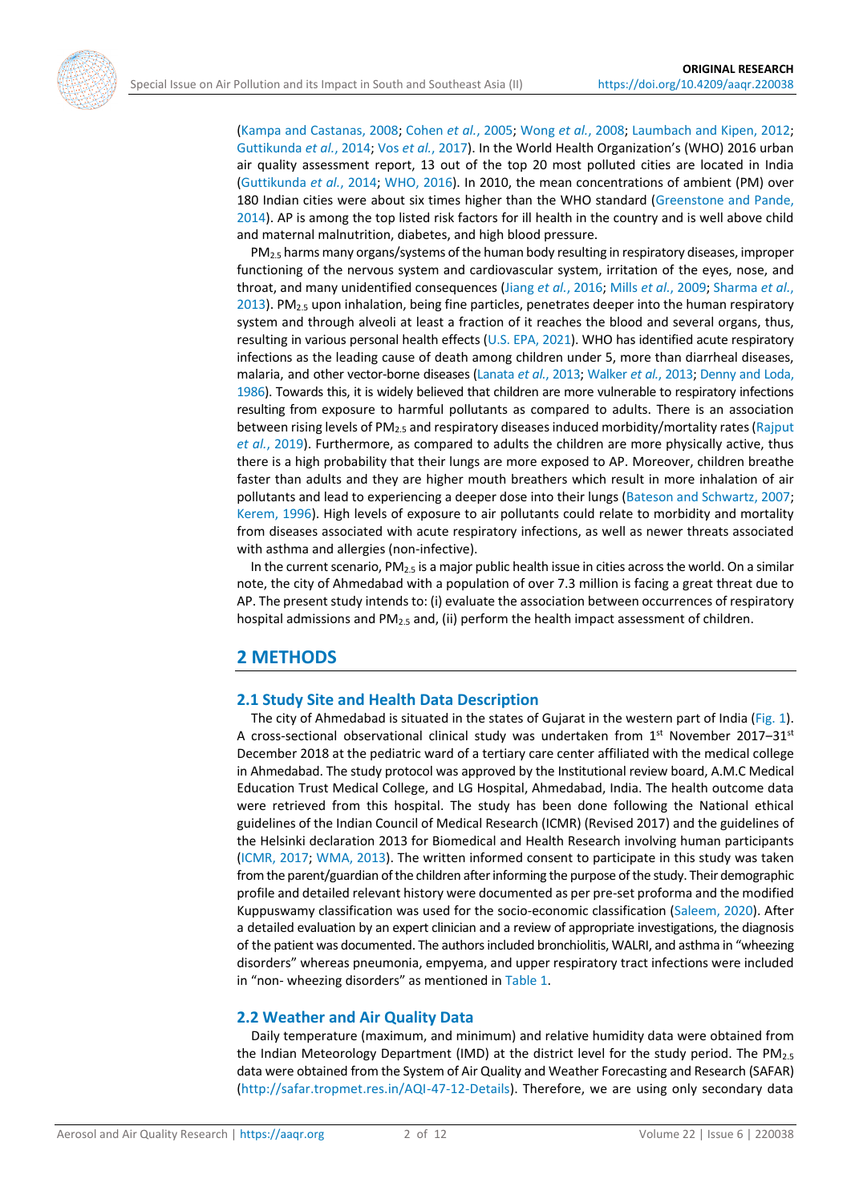(Kampa and Castanas, 2008; Cohen *et al.*, 2005; Wong *et al.*, 2008; Laumbach and Kipen, 2012; Guttikunda *et al.*, 2014; Vos *et al.*, 2017). In the World Health Organization's (WHO) 2016 urban air quality assessment report, 13 out of the top 20 most polluted cities are located in India (Guttikunda *et al.*, 2014; WHO, 2016). In 2010, the mean concentrations of ambient (PM) over 180 Indian cities were about six times higher than the WHO standard (Greenstone and Pande, 2014). AP is among the top listed risk factors for ill health in the country and is well above child and maternal malnutrition, diabetes, and high blood pressure.

$PM_{2.5}$ harms many organs/systems of the human body resulting in respiratory diseases, improper functioning of the nervous system and cardiovascular system, irritation of the eyes, nose, and throat, and many unidentified consequences (Jiang *et al.*, 2016; Mills *et al.*, 2009; Sharma *et al.*, 2013). $PM_{2.5}$ upon inhalation, being fine particles, penetrates deeper into the human respiratory system and through alveoli at least a fraction of it reaches the blood and several organs, thus, resulting in various personal health effects (U.S. EPA, 2021). WHO has identified acute respiratory infections as the leading cause of death among children under 5, more than diarrheal diseases, malaria, and other vector-borne diseases (Lanata *et al.*, 2013; Walker *et al.*, 2013; Denny and Loda, 1986). Towards this, it is widely believed that children are more vulnerable to respiratory infections resulting from exposure to harmful pollutants as compared to adults. There is an association between rising levels of $PM_{2.5}$ and respiratory diseases induced morbidity/mortality rates (Rajput *et al.*, 2019). Furthermore, as compared to adults the children are more physically active, thus there is a high probability that their lungs are more exposed to AP. Moreover, children breathe faster than adults and they are higher mouth breathers which result in more inhalation of air pollutants and lead to experiencing a deeper dose into their lungs (Bateson and Schwartz, 2007; Kerem, 1996). High levels of exposure to air pollutants could relate to morbidity and mortality from diseases associated with acute respiratory infections, as well as newer threats associated with asthma and allergies (non-infective).

In the current scenario, $PM_{2.5}$ is a major public health issue in cities across the world. On a similar note, the city of Ahmedabad with a population of over 7.3 million is facing a great threat due to AP. The present study intends to: (i) evaluate the association between occurrences of respiratory hospital admissions and $PM_{2.5}$ and, (ii) perform the health impact assessment of children.

## 2 METHODS

### 2.1 Study Site and Health Data Description

The city of Ahmedabad is situated in the states of Gujarat in the western part of India (Fig. 1). A cross-sectional observational clinical study was undertaken from 1st November 2017–31st December 2018 at the pediatric ward of a tertiary care center affiliated with the medical college in Ahmedabad. The study protocol was approved by the Institutional review board, A.M.C Medical Education Trust Medical College, and LG Hospital, Ahmedabad, India. The health outcome data were retrieved from this hospital. The study has been done following the National ethical guidelines of the Indian Council of Medical Research (ICMR) (Revised 2017) and the guidelines of the Helsinki declaration 2013 for Biomedical and Health Research involving human participants (ICMR, 2017; WMA, 2013). The written informed consent to participate in this study was taken from the parent/guardian of the children after informing the purpose of the study. Their demographic profile and detailed relevant history were documented as per pre-set proforma and the modified Kuppuswamy classification was used for the socio-economic classification (Saleem, 2020). After a detailed evaluation by an expert clinician and a review of appropriate investigations, the diagnosis of the patient was documented. The authors included bronchiolitis, WALRI, and asthma in "wheezing disorders" whereas pneumonia, empyema, and upper respiratory tract infections were included in "non- wheezing disorders" as mentioned in Table 1.

### 2.2 Weather and Air Quality Data

Daily temperature (maximum, and minimum) and relative humidity data were obtained from the Indian Meteorology Department (IMD) at the district level for the study period. The $PM_{2.5}$ data were obtained from the System of Air Quality and Weather Forecasting and Research (SAFAR) (http://safar.tropmet.res.in/AQI-47-12-Details). Therefore, we are using only secondary data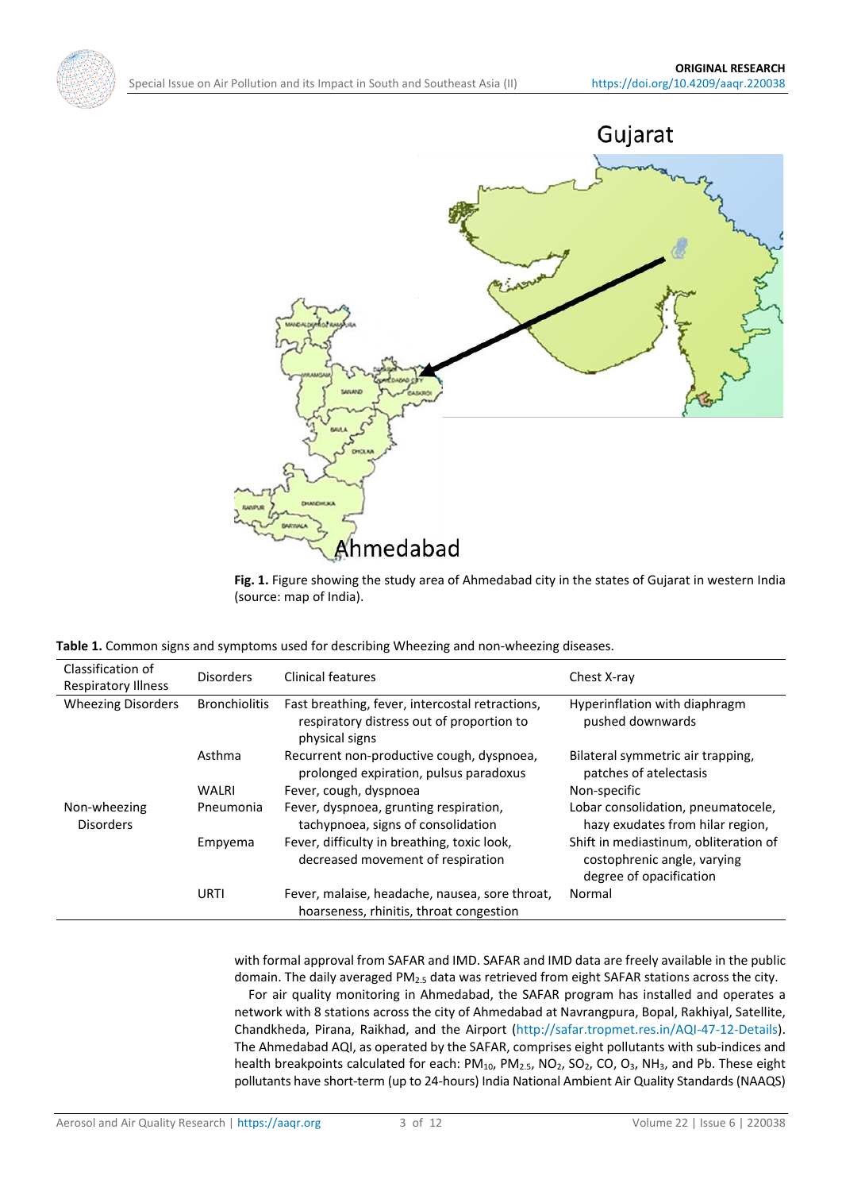**Fig. 1.** Figure showing the study area of Ahmedabad city in the states of Gujarat in western India (source: map of India).

**Table 1.** Common signs and symptoms used for describing Wheezing and non-wheezing diseases.

| Classification of Respiratory Illness | Disorders | Clinical features | Chest X-ray |
|---|---|---|---|
| Wheezing Disorders | Bronchiolitis | Fast breathing, fever, intercostal retractions, respiratory distress out of proportion to physical signs | Hyperinflation with diaphragm pushed downwards |
| | Asthma | Recurrent non-productive cough, dyspnoea, prolonged expiration, pulsus paradoxus | Bilateral symmetric air trapping, patches of atelectasis |
| | WALRI | Fever, cough, dyspnoea | Non-specific |
| Non-wheezing Disorders | Pneumonia | Fever, dyspnoea, grunting respiration, tachypnoea, signs of consolidation | Lobar consolidation, pneumatocele, hazy exudates from hilar region, |
| | Empyema | Fever, difficulty in breathing, toxic look, decreased movement of respiration | Shift in mediastinum, obliteration of costophrenic angle, varying degree of opacification |
| | URTI | Fever, malaise, headache, nausea, sore throat, hoarseness, rhinitis, throat congestion | Normal |

with formal approval from SAFAR and IMD. SAFAR and IMD data are freely available in the public domain. The daily averaged $PM_{2.5}$ data was retrieved from eight SAFAR stations across the city.

For air quality monitoring in Ahmedabad, the SAFAR program has installed and operates a network with 8 stations across the city of Ahmedabad at Navrangpura, Bopal, Rakhiyal, Satellite, Chandkheda, Pirana, Raikhad, and the Airport (http://safar.tropmet.res.in/AQI-47-12-Details). The Ahmedabad AQI, as operated by the SAFAR, comprises eight pollutants with sub-indices and health breakpoints calculated for each: $PM_{10}$, $PM_{2.5}$, $NO_2$, $SO_2$, CO, $O_3$, $NH_3$, and Pb. These eight pollutants have short-term (up to 24-hours) India National Ambient Air Quality Standards (NAAQS)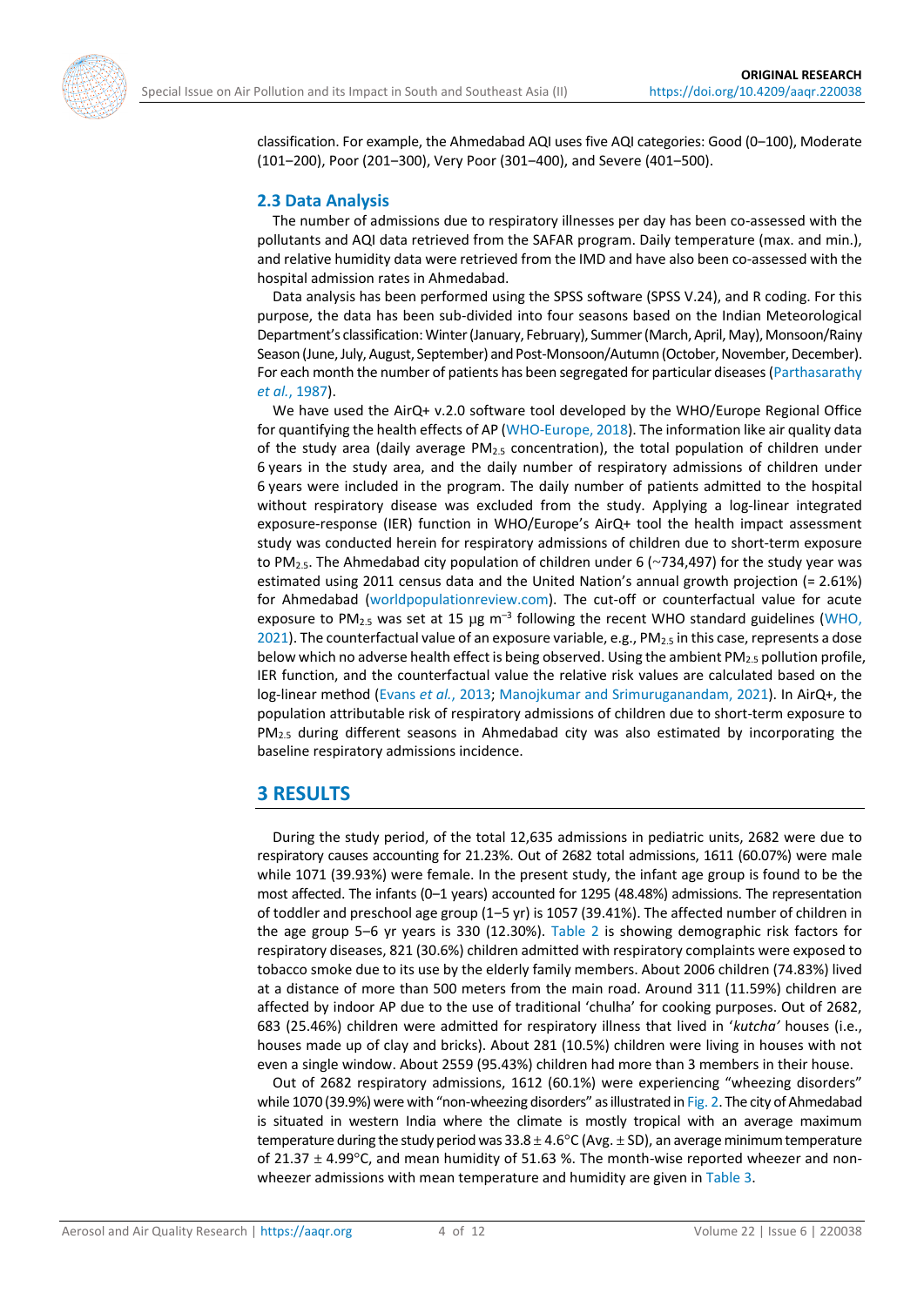classification. For example, the Ahmedabad AQI uses five AQI categories: Good (0–100), Moderate (101–200), Poor (201–300), Very Poor (301–400), and Severe (401–500).

## 2.3 Data Analysis

The number of admissions due to respiratory illnesses per day has been co-assessed with the pollutants and AQI data retrieved from the SAFAR program. Daily temperature (max. and min.), and relative humidity data were retrieved from the IMD and have also been co-assessed with the hospital admission rates in Ahmedabad.

Data analysis has been performed using the SPSS software (SPSS V.24), and R coding. For this purpose, the data has been sub-divided into four seasons based on the Indian Meteorological Department's classification: Winter (January, February), Summer (March, April, May), Monsoon/Rainy Season (June, July, August, September) and Post-Monsoon/Autumn (October, November, December). For each month the number of patients has been segregated for particular diseases (Parthasarathy *et al.*, 1987).

We have used the AirQ+ v.2.0 software tool developed by the WHO/Europe Regional Office for quantifying the health effects of AP (WHO-Europe, 2018). The information like air quality data of the study area (daily average $PM_{2.5}$ concentration), the total population of children under 6 years in the study area, and the daily number of respiratory admissions of children under 6 years were included in the program. The daily number of patients admitted to the hospital without respiratory disease was excluded from the study. Applying a log-linear integrated exposure-response (IER) function in WHO/Europe's AirQ+ tool the health impact assessment study was conducted herein for respiratory admissions of children due to short-term exposure to $PM_{2.5}$. The Ahmedabad city population of children under 6 (~734,497) for the study year was estimated using 2011 census data and the United Nation's annual growth projection (= 2.61%) for Ahmedabad (worldpopulationreview.com). The cut-off or counterfactual value for acute exposure to $PM_{2.5}$ was set at 15 µg $m^{-3}$ following the recent WHO standard guidelines (WHO, 2021). The counterfactual value of an exposure variable, e.g., $PM_{2.5}$ in this case, represents a dose below which no adverse health effect is being observed. Using the ambient $PM_{2.5}$ pollution profile, IER function, and the counterfactual value the relative risk values are calculated based on the log-linear method (Evans *et al.*, 2013; Manojkumar and Srimuruganandam, 2021). In AirQ+, the population attributable risk of respiratory admissions of children due to short-term exposure to $PM_{2.5}$ during different seasons in Ahmedabad city was also estimated by incorporating the baseline respiratory admissions incidence.

# 3 RESULTS

During the study period, of the total 12,635 admissions in pediatric units, 2682 were due to respiratory causes accounting for 21.23%. Out of 2682 total admissions, 1611 (60.07%) were male while 1071 (39.93%) were female. In the present study, the infant age group is found to be the most affected. The infants (0–1 years) accounted for 1295 (48.48%) admissions. The representation of toddler and preschool age group (1–5 yr) is 1057 (39.41%). The affected number of children in the age group 5–6 yr years is 330 (12.30%). Table 2 is showing demographic risk factors for respiratory diseases, 821 (30.6%) children admitted with respiratory complaints were exposed to tobacco smoke due to its use by the elderly family members. About 2006 children (74.83%) lived at a distance of more than 500 meters from the main road. Around 311 (11.59%) children are affected by indoor AP due to the use of traditional 'chulha' for cooking purposes. Out of 2682, 683 (25.46%) children were admitted for respiratory illness that lived in '*kutcha'* houses (i.e., houses made up of clay and bricks). About 281 (10.5%) children were living in houses with not even a single window. About 2559 (95.43%) children had more than 3 members in their house.

Out of 2682 respiratory admissions, 1612 (60.1%) were experiencing "wheezing disorders" while 1070 (39.9%) were with "non-wheezing disorders" as illustrated in Fig. 2. The city of Ahmedabad is situated in western India where the climate is mostly tropical with an average maximum temperature during the study period was 33.8 ± 4.6°C (Avg. ± SD), an average minimum temperature of 21.37 ± 4.99°C, and mean humidity of 51.63 %. The month-wise reported wheezer and non-wheezer admissions with mean temperature and humidity are given in Table 3.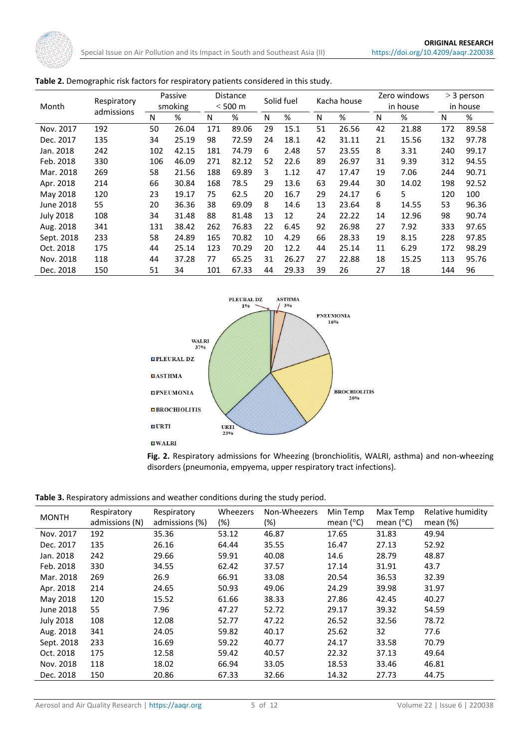**Table 2.** Demographic risk factors for respiratory patients considered in this study.

| Month | Respiratory admissions | Passive smoking | | Distance < 500 m | | Solid fuel | | Kacha house | | Zero windows in house | | > 3 person in house | |
|---|---|---|---|---|---|---|---|---|---|---|---|---|---|
| | | N | % | N | % | N | % | N | % | N | % | N | % |
| Nov. 2017 | 192 | 50 | 26.04 | 171 | 89.06 | 29 | 15.1 | 51 | 26.56 | 42 | 21.88 | 172 | 89.58 |
| Dec. 2017 | 135 | 34 | 25.19 | 98 | 72.59 | 24 | 18.1 | 42 | 31.11 | 21 | 15.56 | 132 | 97.78 |
| Jan. 2018 | 242 | 102 | 42.15 | 181 | 74.79 | 6 | 2.48 | 57 | 23.55 | 8 | 3.31 | 240 | 99.17 |
| Feb. 2018 | 330 | 106 | 46.09 | 271 | 82.12 | 52 | 22.6 | 89 | 26.97 | 31 | 9.39 | 312 | 94.55 |
| Mar. 2018 | 269 | 58 | 21.56 | 188 | 69.89 | 3 | 1.12 | 47 | 17.47 | 19 | 7.06 | 244 | 90.71 |
| Apr. 2018 | 214 | 66 | 30.84 | 168 | 78.5 | 29 | 13.6 | 63 | 29.44 | 30 | 14.02 | 198 | 92.52 |
| May 2018 | 120 | 23 | 19.17 | 75 | 62.5 | 20 | 16.7 | 29 | 24.17 | 6 | 5 | 120 | 100 |
| June 2018 | 55 | 20 | 36.36 | 38 | 69.09 | 8 | 14.6 | 13 | 23.64 | 8 | 14.55 | 53 | 96.36 |
| July 2018 | 108 | 34 | 31.48 | 88 | 81.48 | 13 | 12 | 24 | 22.22 | 14 | 12.96 | 98 | 90.74 |
| Aug. 2018 | 341 | 131 | 38.42 | 262 | 76.83 | 22 | 6.45 | 92 | 26.98 | 27 | 7.92 | 333 | 97.65 |
| Sept. 2018 | 233 | 58 | 24.89 | 165 | 70.82 | 10 | 4.29 | 66 | 28.33 | 19 | 8.15 | 228 | 97.85 |
| Oct. 2018 | 175 | 44 | 25.14 | 123 | 70.29 | 20 | 12.2 | 44 | 25.14 | 11 | 6.29 | 172 | 98.29 |
| Nov. 2018 | 118 | 44 | 37.28 | 77 | 65.25 | 31 | 26.27 | 27 | 22.88 | 18 | 15.25 | 113 | 95.76 |
| Dec. 2018 | 150 | 51 | 34 | 101 | 67.33 | 44 | 29.33 | 39 | 26 | 27 | 18 | 144 | 96 |

**Fig. 2.** Respiratory admissions for Wheezing (bronchiolitis, WALRI, asthma) and non-wheezing disorders (pneumonia, empyema, upper respiratory tract infections).

**Table 3.** Respiratory admissions and weather conditions during the study period.

| MONTH | Respiratory admissions (N) | Respiratory admissions (%) | Wheezers (%) | Non-Wheezers (%) | Min Temp mean (°C) | Max Temp mean (°C) | Relative humidity mean (%) |
|---|---|---|---|---|---|---|---|
| Nov. 2017 | 192 | 35.36 | 53.12 | 46.87 | 17.65 | 31.83 | 49.94 |
| Dec. 2017 | 135 | 26.16 | 64.44 | 35.55 | 16.47 | 27.13 | 52.92 |
| Jan. 2018 | 242 | 29.66 | 59.91 | 40.08 | 14.6 | 28.79 | 48.87 |
| Feb. 2018 | 330 | 34.55 | 62.42 | 37.57 | 17.14 | 31.91 | 43.7 |
| Mar. 2018 | 269 | 26.9 | 66.91 | 33.08 | 20.54 | 36.53 | 32.39 |
| Apr. 2018 | 214 | 24.65 | 50.93 | 49.06 | 24.29 | 39.98 | 31.97 |
| May 2018 | 120 | 15.52 | 61.66 | 38.33 | 27.86 | 42.45 | 40.27 |
| June 2018 | 55 | 7.96 | 47.27 | 52.72 | 29.17 | 39.32 | 54.59 |
| July 2018 | 108 | 12.08 | 52.77 | 47.22 | 26.52 | 32.56 | 78.72 |
| Aug. 2018 | 341 | 24.05 | 59.82 | 40.17 | 25.62 | 32 | 77.6 |
| Sept. 2018 | 233 | 16.69 | 59.22 | 40.77 | 24.17 | 33.58 | 70.79 |
| Oct. 2018 | 175 | 12.58 | 59.42 | 40.57 | 22.32 | 37.13 | 49.64 |
| Nov. 2018 | 118 | 18.02 | 66.94 | 33.05 | 18.53 | 33.46 | 46.81 |
| Dec. 2018 | 150 | 20.86 | 67.33 | 32.66 | 14.32 | 27.73 | 44.75 |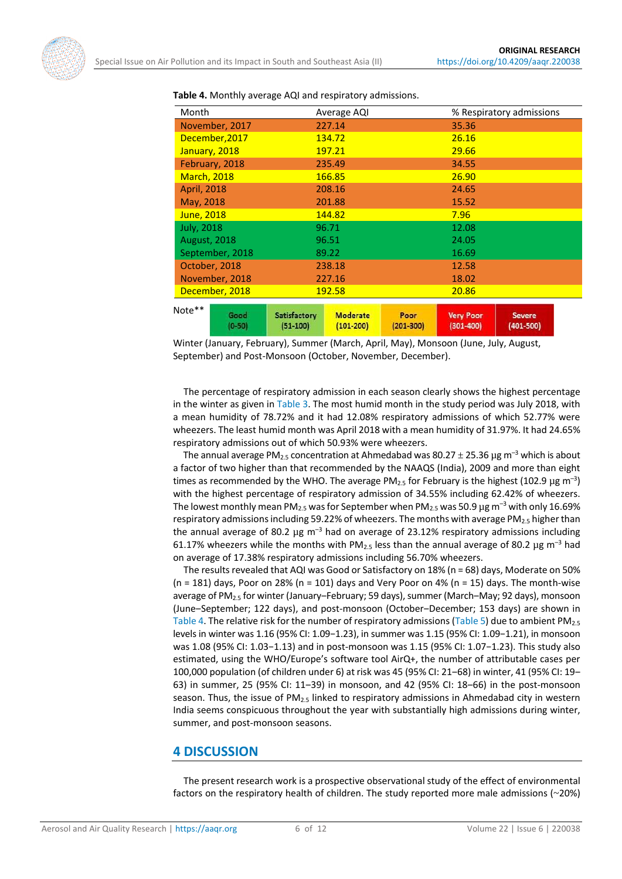**Table 4.** Monthly average AQI and respiratory admissions.

| Month | Average AQI | % Respiratory admissions |
|---|---|---|
| November, 2017 | 227.14 | 35.36 |
| December,2017 | 134.72 | 26.16 |
| January, 2018 | 197.21 | 29.66 |
| February, 2018 | 235.49 | 34.55 |
| March, 2018 | 166.85 | 26.90 |
| April, 2018 | 208.16 | 24.65 |
| May, 2018 | 201.88 | 15.52 |
| June, 2018 | 144.82 | 7.96 |
| July, 2018 | 96.71 | 12.08 |
| August, 2018 | 96.51 | 24.05 |
| September, 2018 | 89.22 | 16.69 |
| October, 2018 | 238.18 | 12.58 |
| November, 2018 | 227.16 | 18.02 |
| December, 2018 | 192.58 | 20.86 |

Note** Good (0–50) | Satisfactory (51–100) | Moderate (101–200) | Poor (201–300) | Very Poor (301–400) | Severe (401–500)

Winter (January, February), Summer (March, April, May), Monsoon (June, July, August, September) and Post-Monsoon (October, November, December).

The percentage of respiratory admission in each season clearly shows the highest percentage in the winter as given in Table 3. The most humid month in the study period was July 2018, with a mean humidity of 78.72% and it had 12.08% respiratory admissions of which 52.77% were wheezers. The least humid month was April 2018 with a mean humidity of 31.97%. It had 24.65% respiratory admissions out of which 50.93% were wheezers.

The annual average $PM_{2.5}$ concentration at Ahmedabad was 80.27 ± 25.36 µg $m^{-3}$ which is about a factor of two higher than that recommended by the NAAQS (India), 2009 and more than eight times as recommended by the WHO. The average $PM_{2.5}$ for February is the highest (102.9 µg $m^{-3}$) with the highest percentage of respiratory admission of 34.55% including 62.42% of wheezers. The lowest monthly mean $PM_{2.5}$ was for September when $PM_{2.5}$ was 50.9 µg $m^{-3}$ with only 16.69% respiratory admissions including 59.22% of wheezers. The months with average $PM_{2.5}$ higher than the annual average of 80.2 µg $m^{-3}$ had on average of 23.12% respiratory admissions including 61.17% wheezers while the months with $PM_{2.5}$ less than the annual average of 80.2 µg $m^{-3}$ had on average of 17.38% respiratory admissions including 56.70% wheezers.

The results revealed that AQI was Good or Satisfactory on 18% (n = 68) days, Moderate on 50% (n = 181) days, Poor on 28% (n = 101) days and Very Poor on 4% (n = 15) days. The month-wise average of $PM_{2.5}$ for winter (January–February; 59 days), summer (March–May; 92 days), monsoon (June–September; 122 days), and post-monsoon (October–December; 153 days) are shown in Table 4. The relative risk for the number of respiratory admissions (Table 5) due to ambient $PM_{2.5}$ levels in winter was 1.16 (95% CI: 1.09−1.23), in summer was 1.15 (95% CI: 1.09−1.21), in monsoon was 1.08 (95% CI: 1.03−1.13) and in post-monsoon was 1.15 (95% CI: 1.07−1.23). This study also estimated, using the WHO/Europe's software tool AirQ+, the number of attributable cases per 100,000 population (of children under 6) at risk was 45 (95% CI: 21–68) in winter, 41 (95% CI: 19–63) in summer, 25 (95% CI: 11–39) in monsoon, and 42 (95% CI: 18–66) in the post-monsoon season. Thus, the issue of $PM_{2.5}$ linked to respiratory admissions in Ahmedabad city in western India seems conspicuous throughout the year with substantially high admissions during winter, summer, and post-monsoon seasons.

## 4 DISCUSSION

The present research work is a prospective observational study of the effect of environmental factors on the respiratory health of children. The study reported more male admissions (~20%)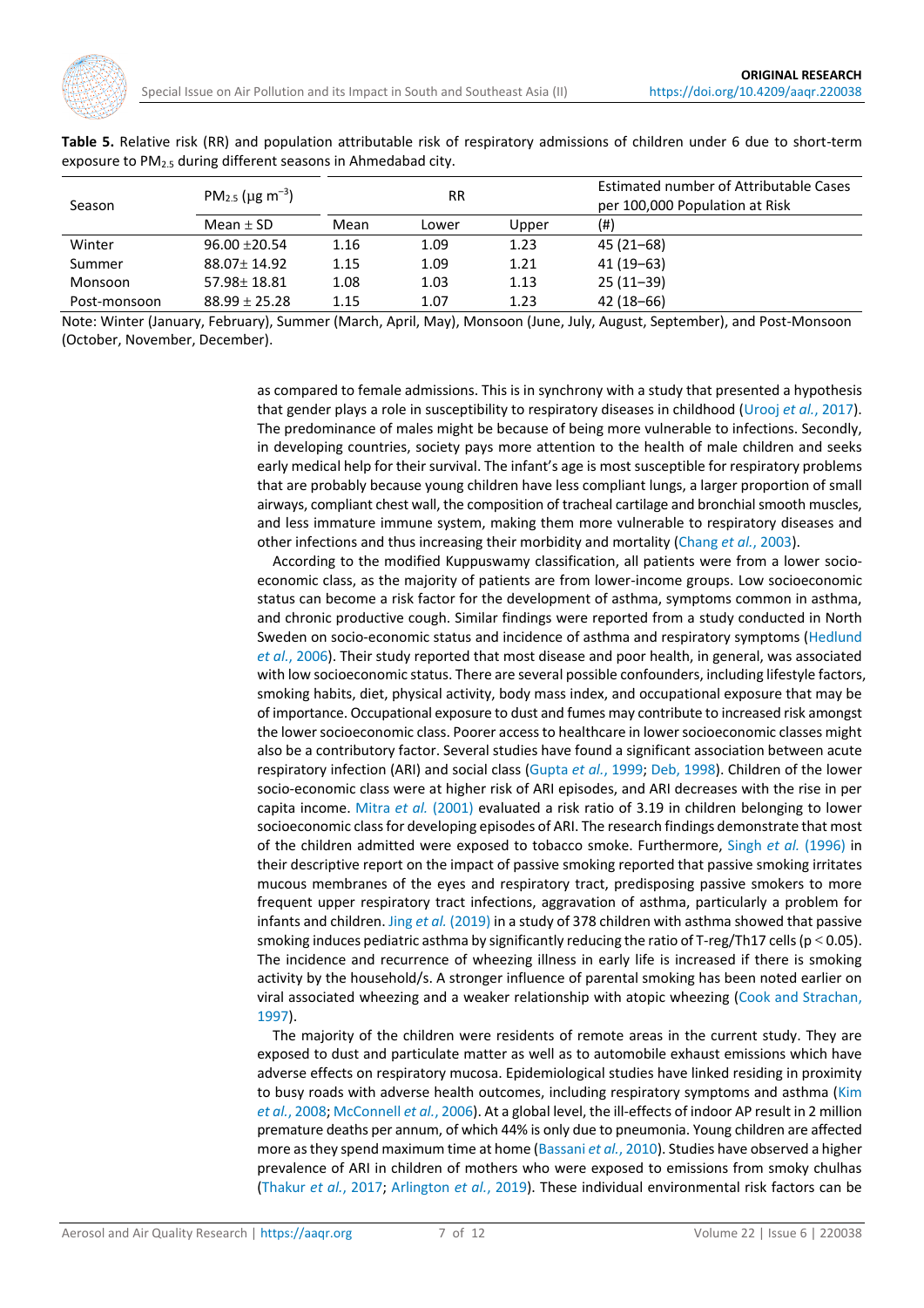**Table 5.** Relative risk (RR) and population attributable risk of respiratory admissions of children under 6 due to short-term exposure to $PM_{2.5}$ during different seasons in Ahmedabad city.

| Season | $PM_{2.5}$ ($\mu g\ m^{-3}$) | RR | | | Estimated number of Attributable Cases per 100,000 Population at Risk |
|---|---|---|---|---|---|
| | Mean ± SD | Mean | Lower | Upper | (#) |
| Winter | 96.00 ±20.54 | 1.16 | 1.09 | 1.23 | 45 (21–68) |
| Summer | 88.07± 14.92 | 1.15 | 1.09 | 1.21 | 41 (19–63) |
| Monsoon | 57.98± 18.81 | 1.08 | 1.03 | 1.13 | 25 (11–39) |
| Post-monsoon | 88.99 ± 25.28 | 1.15 | 1.07 | 1.23 | 42 (18–66) |

Note: Winter (January, February), Summer (March, April, May), Monsoon (June, July, August, September), and Post-Monsoon (October, November, December).

as compared to female admissions. This is in synchrony with a study that presented a hypothesis that gender plays a role in susceptibility to respiratory diseases in childhood (Urooj *et al.*, 2017). The predominance of males might be because of being more vulnerable to infections. Secondly, in developing countries, society pays more attention to the health of male children and seeks early medical help for their survival. The infant's age is most susceptible for respiratory problems that are probably because young children have less compliant lungs, a larger proportion of small airways, compliant chest wall, the composition of tracheal cartilage and bronchial smooth muscles, and less immature immune system, making them more vulnerable to respiratory diseases and other infections and thus increasing their morbidity and mortality (Chang *et al.*, 2003).

According to the modified Kuppuswamy classification, all patients were from a lower socio-economic class, as the majority of patients are from lower-income groups. Low socioeconomic status can become a risk factor for the development of asthma, symptoms common in asthma, and chronic productive cough. Similar findings were reported from a study conducted in North Sweden on socio-economic status and incidence of asthma and respiratory symptoms (Hedlund *et al.*, 2006). Their study reported that most disease and poor health, in general, was associated with low socioeconomic status. There are several possible confounders, including lifestyle factors, smoking habits, diet, physical activity, body mass index, and occupational exposure that may be of importance. Occupational exposure to dust and fumes may contribute to increased risk amongst the lower socioeconomic class. Poorer access to healthcare in lower socioeconomic classes might also be a contributory factor. Several studies have found a significant association between acute respiratory infection (ARI) and social class (Gupta *et al.*, 1999; Deb, 1998). Children of the lower socio-economic class were at higher risk of ARI episodes, and ARI decreases with the rise in per capita income. Mitra *et al.* (2001) evaluated a risk ratio of 3.19 in children belonging to lower socioeconomic class for developing episodes of ARI. The research findings demonstrate that most of the children admitted were exposed to tobacco smoke. Furthermore, Singh *et al.* (1996) in their descriptive report on the impact of passive smoking reported that passive smoking irritates mucous membranes of the eyes and respiratory tract, predisposing passive smokers to more frequent upper respiratory tract infections, aggravation of asthma, particularly a problem for infants and children. Jing *et al.* (2019) in a study of 378 children with asthma showed that passive smoking induces pediatric asthma by significantly reducing the ratio of T-reg/Th17 cells ($p < 0.05$). The incidence and recurrence of wheezing illness in early life is increased if there is smoking activity by the household/s. A stronger influence of parental smoking has been noted earlier on viral associated wheezing and a weaker relationship with atopic wheezing (Cook and Strachan, 1997).

The majority of the children were residents of remote areas in the current study. They are exposed to dust and particulate matter as well as to automobile exhaust emissions which have adverse effects on respiratory mucosa. Epidemiological studies have linked residing in proximity to busy roads with adverse health outcomes, including respiratory symptoms and asthma (Kim *et al.*, 2008; McConnell *et al.*, 2006). At a global level, the ill-effects of indoor AP result in 2 million premature deaths per annum, of which 44% is only due to pneumonia. Young children are affected more as they spend maximum time at home (Bassani *et al.*, 2010). Studies have observed a higher prevalence of ARI in children of mothers who were exposed to emissions from smoky chulhas (Thakur *et al.*, 2017; Arlington *et al.*, 2019). These individual environmental risk factors can be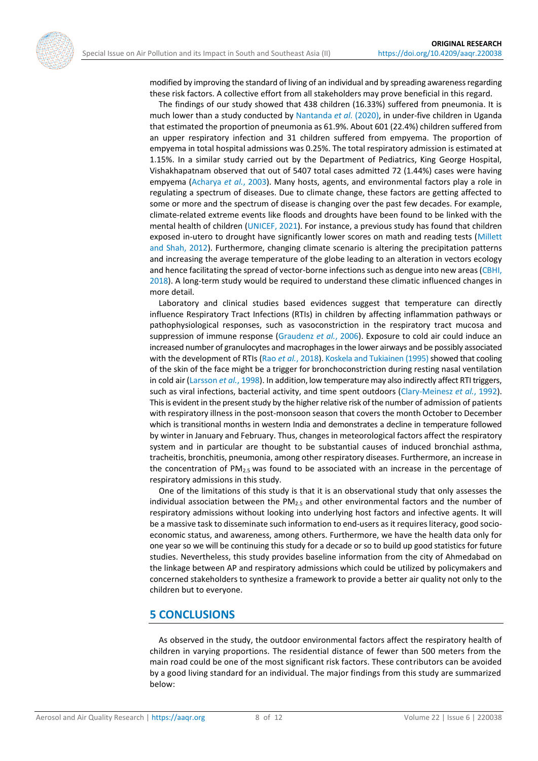modified by improving the standard of living of an individual and by spreading awareness regarding these risk factors. A collective effort from all stakeholders may prove beneficial in this regard.

The findings of our study showed that 438 children (16.33%) suffered from pneumonia. It is much lower than a study conducted by Nantanda *et al.* (2020), in under-five children in Uganda that estimated the proportion of pneumonia as 61.9%. About 601 (22.4%) children suffered from an upper respiratory infection and 31 children suffered from empyema. The proportion of empyema in total hospital admissions was 0.25%. The total respiratory admission is estimated at 1.15%. In a similar study carried out by the Department of Pediatrics, King George Hospital, Vishakhapatnam observed that out of 5407 total cases admitted 72 (1.44%) cases were having empyema (Acharya *et al.*, 2003). Many hosts, agents, and environmental factors play a role in regulating a spectrum of diseases. Due to climate change, these factors are getting affected to some or more and the spectrum of disease is changing over the past few decades. For example, climate-related extreme events like floods and droughts have been found to be linked with the mental health of children (UNICEF, 2021). For instance, a previous study has found that children exposed in-utero to drought have significantly lower scores on math and reading tests (Millett and Shah, 2012). Furthermore, changing climate scenario is altering the precipitation patterns and increasing the average temperature of the globe leading to an alteration in vectors ecology and hence facilitating the spread of vector-borne infections such as dengue into new areas (CBHI, 2018). A long-term study would be required to understand these climatic influenced changes in more detail.

Laboratory and clinical studies based evidences suggest that temperature can directly influence Respiratory Tract Infections (RTIs) in children by affecting inflammation pathways or pathophysiological responses, such as vasoconstriction in the respiratory tract mucosa and suppression of immune response (Graudenz *et al.*, 2006). Exposure to cold air could induce an increased number of granulocytes and macrophages in the lower airways and be possibly associated with the development of RTIs (Rao *et al.*, 2018). Koskela and Tukiainen (1995) showed that cooling of the skin of the face might be a trigger for bronchoconstriction during resting nasal ventilation in cold air (Larsson *et al.*, 1998). In addition, low temperature may also indirectly affect RTI triggers, such as viral infections, bacterial activity, and time spent outdoors (Clary-Meinesz *et al.*, 1992). This is evident in the present study by the higher relative risk of the number of admission of patients with respiratory illness in the post-monsoon season that covers the month October to December which is transitional months in western India and demonstrates a decline in temperature followed by winter in January and February. Thus, changes in meteorological factors affect the respiratory system and in particular are thought to be substantial causes of induced bronchial asthma, tracheitis, bronchitis, pneumonia, among other respiratory diseases. Furthermore, an increase in the concentration of $PM_{2.5}$ was found to be associated with an increase in the percentage of respiratory admissions in this study.

One of the limitations of this study is that it is an observational study that only assesses the individual association between the $PM_{2.5}$ and other environmental factors and the number of respiratory admissions without looking into underlying host factors and infective agents. It will be a massive task to disseminate such information to end-users as it requires literacy, good socio-economic status, and awareness, among others. Furthermore, we have the health data only for one year so we will be continuing this study for a decade or so to build up good statistics for future studies. Nevertheless, this study provides baseline information from the city of Ahmedabad on the linkage between AP and respiratory admissions which could be utilized by policymakers and concerned stakeholders to synthesize a framework to provide a better air quality not only to the children but to everyone.

# 5 CONCLUSIONS

As observed in the study, the outdoor environmental factors affect the respiratory health of children in varying proportions. The residential distance of fewer than 500 meters from the main road could be one of the most significant risk factors. These contributors can be avoided by a good living standard for an individual. The major findings from this study are summarized below: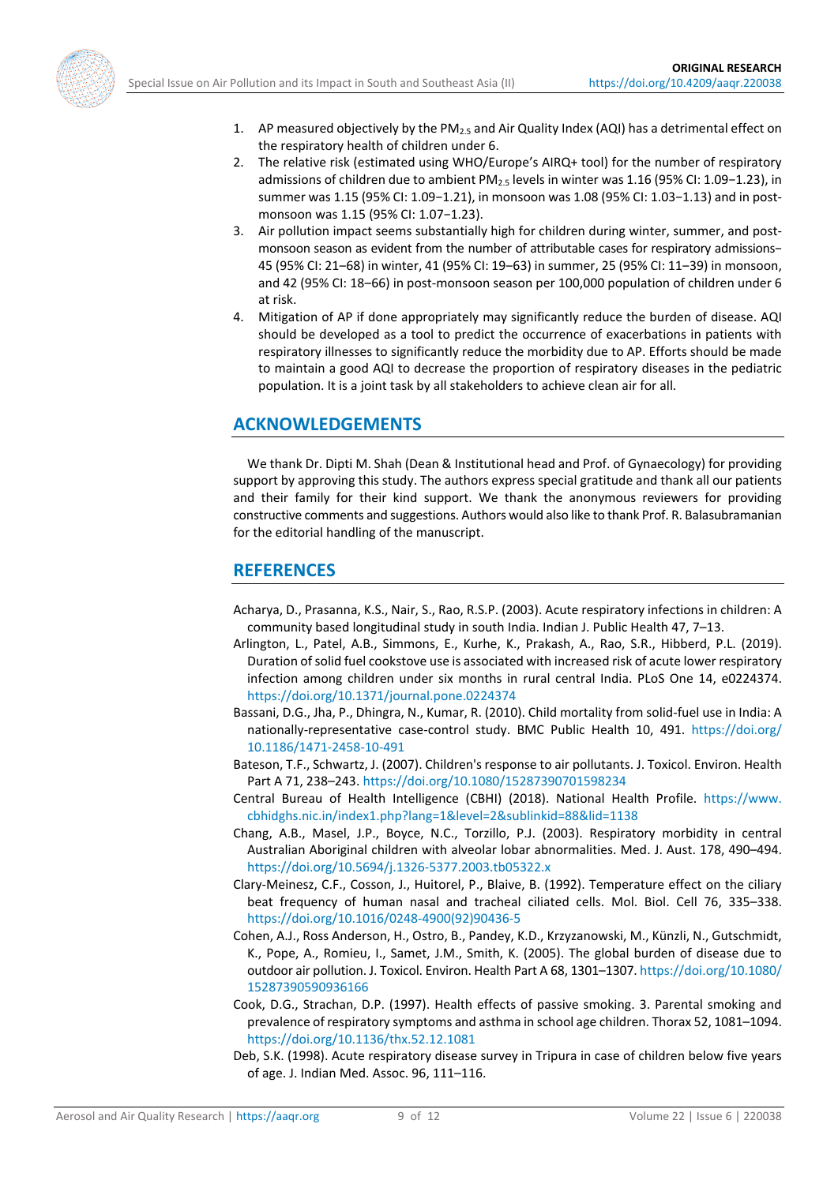1. AP measured objectively by the $PM_{2.5}$ and Air Quality Index (AQI) has a detrimental effect on the respiratory health of children under 6.
2. The relative risk (estimated using WHO/Europe's AIRQ+ tool) for the number of respiratory admissions of children due to ambient $PM_{2.5}$ levels in winter was 1.16 (95% CI: 1.09−1.23), in summer was 1.15 (95% CI: 1.09−1.21), in monsoon was 1.08 (95% CI: 1.03−1.13) and in post-monsoon was 1.15 (95% CI: 1.07−1.23).
3. Air pollution impact seems substantially high for children during winter, summer, and post-monsoon season as evident from the number of attributable cases for respiratory admissions–45 (95% CI: 21–68) in winter, 41 (95% CI: 19–63) in summer, 25 (95% CI: 11–39) in monsoon, and 42 (95% CI: 18–66) in post-monsoon season per 100,000 population of children under 6 at risk.
4. Mitigation of AP if done appropriately may significantly reduce the burden of disease. AQI should be developed as a tool to predict the occurrence of exacerbations in patients with respiratory illnesses to significantly reduce the morbidity due to AP. Efforts should be made to maintain a good AQI to decrease the proportion of respiratory diseases in the pediatric population. It is a joint task by all stakeholders to achieve clean air for all.

## ACKNOWLEDGEMENTS

We thank Dr. Dipti M. Shah (Dean & Institutional head and Prof. of Gynaecology) for providing support by approving this study. The authors express special gratitude and thank all our patients and their family for their kind support. We thank the anonymous reviewers for providing constructive comments and suggestions. Authors would also like to thank Prof. R. Balasubramanian for the editorial handling of the manuscript.

## REFERENCES

Acharya, D., Prasanna, K.S., Nair, S., Rao, R.S.P. (2003). Acute respiratory infections in children: A community based longitudinal study in south India. Indian J. Public Health 47, 7–13.

Arlington, L., Patel, A.B., Simmons, E., Kurhe, K., Prakash, A., Rao, S.R., Hibberd, P.L. (2019). Duration of solid fuel cookstove use is associated with increased risk of acute lower respiratory infection among children under six months in rural central India. PLoS One 14, e0224374. https://doi.org/10.1371/journal.pone.0224374

Bassani, D.G., Jha, P., Dhingra, N., Kumar, R. (2010). Child mortality from solid-fuel use in India: A nationally-representative case-control study. BMC Public Health 10, 491. https://doi.org/10.1186/1471-2458-10-491

Bateson, T.F., Schwartz, J. (2007). Children's response to air pollutants. J. Toxicol. Environ. Health Part A 71, 238–243. https://doi.org/10.1080/15287390701598234

Central Bureau of Health Intelligence (CBHI) (2018). National Health Profile. https://www.cbhidghs.nic.in/index1.php?lang=1&level=2&sublinkid=88&lid=1138

Chang, A.B., Masel, J.P., Boyce, N.C., Torzillo, P.J. (2003). Respiratory morbidity in central Australian Aboriginal children with alveolar lobar abnormalities. Med. J. Aust. 178, 490–494. https://doi.org/10.5694/j.1326-5377.2003.tb05322.x

Clary-Meinesz, C.F., Cosson, J., Huitorel, P., Blaive, B. (1992). Temperature effect on the ciliary beat frequency of human nasal and tracheal ciliated cells. Mol. Biol. Cell 76, 335–338. https://doi.org/10.1016/0248-4900(92)90436-5

Cohen, A.J., Ross Anderson, H., Ostro, B., Pandey, K.D., Krzyzanowski, M., Künzli, N., Gutschmidt, K., Pope, A., Romieu, I., Samet, J.M., Smith, K. (2005). The global burden of disease due to outdoor air pollution. J. Toxicol. Environ. Health Part A 68, 1301–1307. https://doi.org/10.1080/15287390590936166

Cook, D.G., Strachan, D.P. (1997). Health effects of passive smoking. 3. Parental smoking and prevalence of respiratory symptoms and asthma in school age children. Thorax 52, 1081–1094. https://doi.org/10.1136/thx.52.12.1081

Deb, S.K. (1998). Acute respiratory disease survey in Tripura in case of children below five years of age. J. Indian Med. Assoc. 96, 111–116.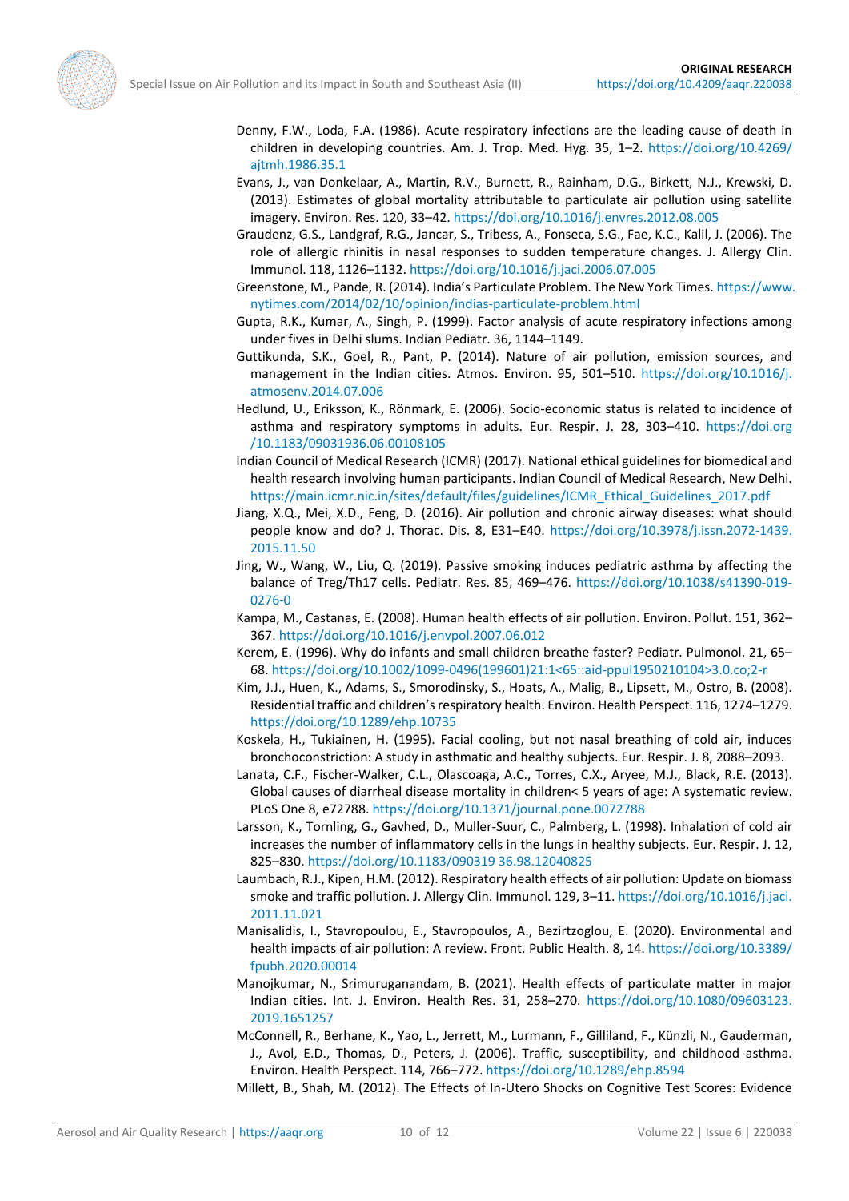Denny, F.W., Loda, F.A. (1986). Acute respiratory infections are the leading cause of death in children in developing countries. Am. J. Trop. Med. Hyg. 35, 1–2. https://doi.org/10.4269/ajtmh.1986.35.1

Evans, J., van Donkelaar, A., Martin, R.V., Burnett, R., Rainham, D.G., Birkett, N.J., Krewski, D. (2013). Estimates of global mortality attributable to particulate air pollution using satellite imagery. Environ. Res. 120, 33–42. https://doi.org/10.1016/j.envres.2012.08.005

Graudenz, G.S., Landgraf, R.G., Jancar, S., Tribess, A., Fonseca, S.G., Fae, K.C., Kalil, J. (2006). The role of allergic rhinitis in nasal responses to sudden temperature changes. J. Allergy Clin. Immunol. 118, 1126–1132. https://doi.org/10.1016/j.jaci.2006.07.005

Greenstone, M., Pande, R. (2014). India's Particulate Problem. The New York Times. https://www.nytimes.com/2014/02/10/opinion/indias-particulate-problem.html

Gupta, R.K., Kumar, A., Singh, P. (1999). Factor analysis of acute respiratory infections among under fives in Delhi slums. Indian Pediatr. 36, 1144–1149.

Guttikunda, S.K., Goel, R., Pant, P. (2014). Nature of air pollution, emission sources, and management in the Indian cities. Atmos. Environ. 95, 501–510. https://doi.org/10.1016/j.atmosenv.2014.07.006

Hedlund, U., Eriksson, K., Rönmark, E. (2006). Socio-economic status is related to incidence of asthma and respiratory symptoms in adults. Eur. Respir. J. 28, 303–410. https://doi.org/10.1183/09031936.06.00108105

Indian Council of Medical Research (ICMR) (2017). National ethical guidelines for biomedical and health research involving human participants. Indian Council of Medical Research, New Delhi. https://main.icmr.nic.in/sites/default/files/guidelines/ICMR_Ethical_Guidelines_2017.pdf

Jiang, X.Q., Mei, X.D., Feng, D. (2016). Air pollution and chronic airway diseases: what should people know and do? J. Thorac. Dis. 8, E31–E40. https://doi.org/10.3978/j.issn.2072-1439.2015.11.50

Jing, W., Wang, W., Liu, Q. (2019). Passive smoking induces pediatric asthma by affecting the balance of Treg/Th17 cells. Pediatr. Res. 85, 469–476. https://doi.org/10.1038/s41390-019-0276-0

Kampa, M., Castanas, E. (2008). Human health effects of air pollution. Environ. Pollut. 151, 362–367. https://doi.org/10.1016/j.envpol.2007.06.012

Kerem, E. (1996). Why do infants and small children breathe faster? Pediatr. Pulmonol. 21, 65–68. https://doi.org/10.1002/1099-0496(199601)21:1<65::aid-ppul1950210104>3.0.co;2-r

Kim, J.J., Huen, K., Adams, S., Smorodinsky, S., Hoats, A., Malig, B., Lipsett, M., Ostro, B. (2008). Residential traffic and children's respiratory health. Environ. Health Perspect. 116, 1274–1279. https://doi.org/10.1289/ehp.10735

Koskela, H., Tukiainen, H. (1995). Facial cooling, but not nasal breathing of cold air, induces bronchoconstriction: A study in asthmatic and healthy subjects. Eur. Respir. J. 8, 2088–2093.

Lanata, C.F., Fischer-Walker, C.L., Olascoaga, A.C., Torres, C.X., Aryee, M.J., Black, R.E. (2013). Global causes of diarrheal disease mortality in children< 5 years of age: A systematic review. PLoS One 8, e72788. https://doi.org/10.1371/journal.pone.0072788

Larsson, K., Tornling, G., Gavhed, D., Muller-Suur, C., Palmberg, L. (1998). Inhalation of cold air increases the number of inflammatory cells in the lungs in healthy subjects. Eur. Respir. J. 12, 825–830. https://doi.org/10.1183/090319 36.98.12040825

Laumbach, R.J., Kipen, H.M. (2012). Respiratory health effects of air pollution: Update on biomass smoke and traffic pollution. J. Allergy Clin. Immunol. 129, 3–11. https://doi.org/10.1016/j.jaci.2011.11.021

Manisalidis, I., Stavropoulou, E., Stavropoulos, A., Bezirtzoglou, E. (2020). Environmental and health impacts of air pollution: A review. Front. Public Health. 8, 14. https://doi.org/10.3389/fpubh.2020.00014

Manojkumar, N., Srimuruganandam, B. (2021). Health effects of particulate matter in major Indian cities. Int. J. Environ. Health Res. 31, 258–270. https://doi.org/10.1080/09603123.2019.1651257

McConnell, R., Berhane, K., Yao, L., Jerrett, M., Lurmann, F., Gilliland, F., Künzli, N., Gauderman, J., Avol, E.D., Thomas, D., Peters, J. (2006). Traffic, susceptibility, and childhood asthma. Environ. Health Perspect. 114, 766–772. https://doi.org/10.1289/ehp.8594

Millett, B., Shah, M. (2012). The Effects of In-Utero Shocks on Cognitive Test Scores: Evidence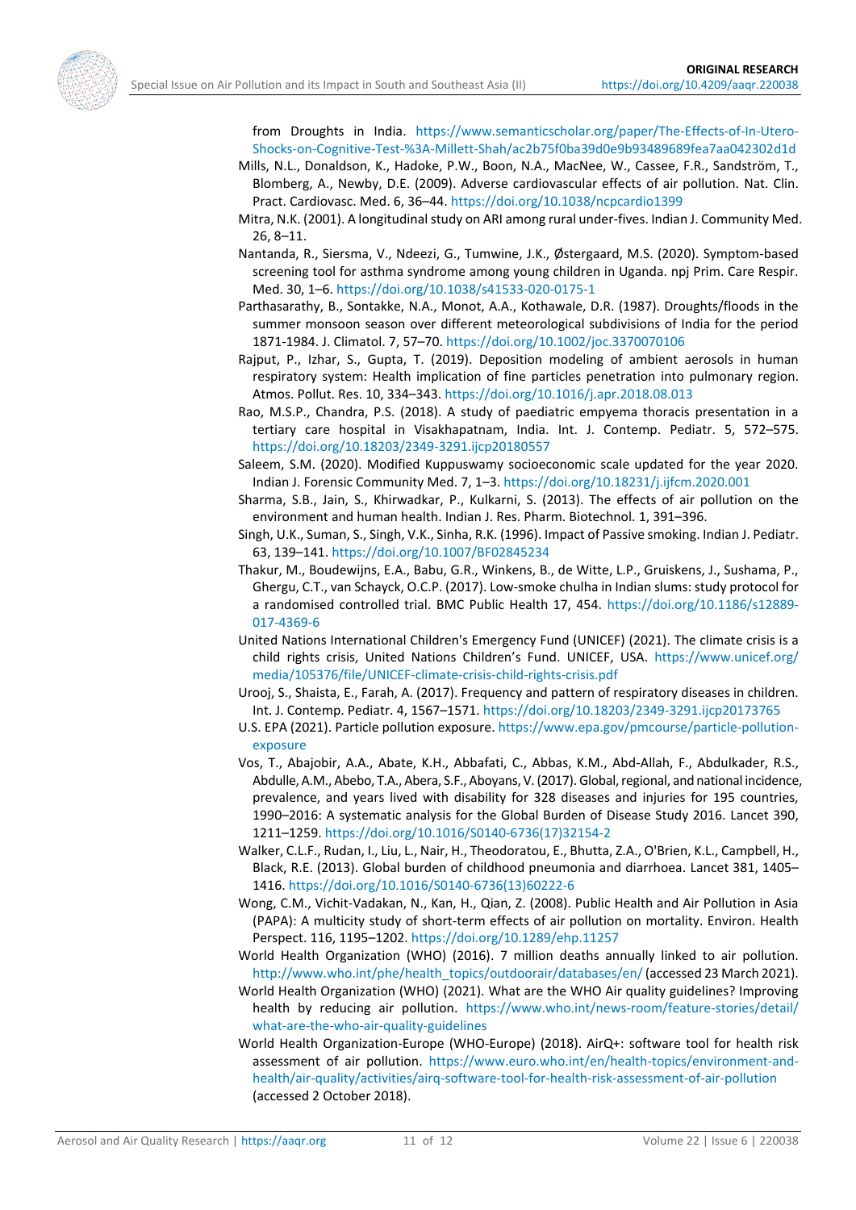from Droughts in India. https://www.semanticscholar.org/paper/The-Effects-of-In-Utero-Shocks-on-Cognitive-Test-%3A-Millett-Shah/ac2b75f0ba39d0e9b93489689fea7aa042302d1d

Mills, N.L., Donaldson, K., Hadoke, P.W., Boon, N.A., MacNee, W., Cassee, F.R., Sandström, T., Blomberg, A., Newby, D.E. (2009). Adverse cardiovascular effects of air pollution. Nat. Clin. Pract. Cardiovasc. Med. 6, 36–44. https://doi.org/10.1038/ncpcardio1399

Mitra, N.K. (2001). A longitudinal study on ARI among rural under-fives. Indian J. Community Med. 26, 8–11.

Nantanda, R., Siersma, V., Ndeezi, G., Tumwine, J.K., Østergaard, M.S. (2020). Symptom-based screening tool for asthma syndrome among young children in Uganda. npj Prim. Care Respir. Med. 30, 1–6. https://doi.org/10.1038/s41533-020-0175-1

Parthasarathy, B., Sontakke, N.A., Monot, A.A., Kothawale, D.R. (1987). Droughts/floods in the summer monsoon season over different meteorological subdivisions of India for the period 1871-1984. J. Climatol. 7, 57–70. https://doi.org/10.1002/joc.3370070106

Rajput, P., Izhar, S., Gupta, T. (2019). Deposition modeling of ambient aerosols in human respiratory system: Health implication of fine particles penetration into pulmonary region. Atmos. Pollut. Res. 10, 334–343. https://doi.org/10.1016/j.apr.2018.08.013

Rao, M.S.P., Chandra, P.S. (2018). A study of paediatric empyema thoracis presentation in a tertiary care hospital in Visakhapatnam, India. Int. J. Contemp. Pediatr. 5, 572–575. https://doi.org/10.18203/2349-3291.ijcp20180557

Saleem, S.M. (2020). Modified Kuppuswamy socioeconomic scale updated for the year 2020. Indian J. Forensic Community Med. 7, 1–3. https://doi.org/10.18231/j.ijfcm.2020.001

Sharma, S.B., Jain, S., Khirwadkar, P., Kulkarni, S. (2013). The effects of air pollution on the environment and human health. Indian J. Res. Pharm. Biotechnol. 1, 391–396.

Singh, U.K., Suman, S., Singh, V.K., Sinha, R.K. (1996). Impact of Passive smoking. Indian J. Pediatr. 63, 139–141. https://doi.org/10.1007/BF02845234

Thakur, M., Boudewijns, E.A., Babu, G.R., Winkens, B., de Witte, L.P., Gruiskens, J., Sushama, P., Ghergu, C.T., van Schayck, O.C.P. (2017). Low-smoke chulha in Indian slums: study protocol for a randomised controlled trial. BMC Public Health 17, 454. https://doi.org/10.1186/s12889-017-4369-6

United Nations International Children's Emergency Fund (UNICEF) (2021). The climate crisis is a child rights crisis, United Nations Children's Fund. UNICEF, USA. https://www.unicef.org/media/105376/file/UNICEF-climate-crisis-child-rights-crisis.pdf

Urooj, S., Shaista, E., Farah, A. (2017). Frequency and pattern of respiratory diseases in children. Int. J. Contemp. Pediatr. 4, 1567–1571. https://doi.org/10.18203/2349-3291.ijcp20173765

U.S. EPA (2021). Particle pollution exposure. https://www.epa.gov/pmcourse/particle-pollution-exposure

Vos, T., Abajobir, A.A., Abate, K.H., Abbafati, C., Abbas, K.M., Abd-Allah, F., Abdulkader, R.S., Abdulle, A.M., Abebo, T.A., Abera, S.F., Aboyans, V. (2017). Global, regional, and national incidence, prevalence, and years lived with disability for 328 diseases and injuries for 195 countries, 1990–2016: A systematic analysis for the Global Burden of Disease Study 2016. Lancet 390, 1211–1259. https://doi.org/10.1016/S0140-6736(17)32154-2

Walker, C.L.F., Rudan, I., Liu, L., Nair, H., Theodoratou, E., Bhutta, Z.A., O'Brien, K.L., Campbell, H., Black, R.E. (2013). Global burden of childhood pneumonia and diarrhoea. Lancet 381, 1405–1416. https://doi.org/10.1016/S0140-6736(13)60222-6

Wong, C.M., Vichit-Vadakan, N., Kan, H., Qian, Z. (2008). Public Health and Air Pollution in Asia (PAPA): A multicity study of short-term effects of air pollution on mortality. Environ. Health Perspect. 116, 1195–1202. https://doi.org/10.1289/ehp.11257

World Health Organization (WHO) (2016). 7 million deaths annually linked to air pollution. http://www.who.int/phe/health_topics/outdoorair/databases/en/ (accessed 23 March 2021).

World Health Organization (WHO) (2021). What are the WHO Air quality guidelines? Improving health by reducing air pollution. https://www.who.int/news-room/feature-stories/detail/what-are-the-who-air-quality-guidelines

World Health Organization-Europe (WHO-Europe) (2018). AirQ+: software tool for health risk assessment of air pollution. https://www.euro.who.int/en/health-topics/environment-and-health/air-quality/activities/airq-software-tool-for-health-risk-assessment-of-air-pollution (accessed 2 October 2018).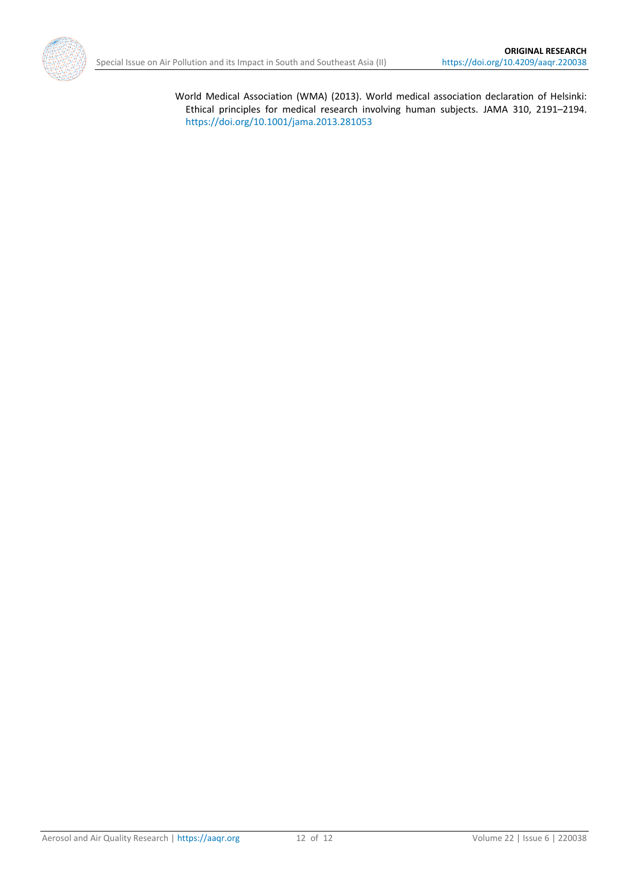World Medical Association (WMA) (2013). World medical association declaration of Helsinki: Ethical principles for medical research involving human subjects. JAMA 310, 2191–2194. https://doi.org/10.1001/jama.2013.281053